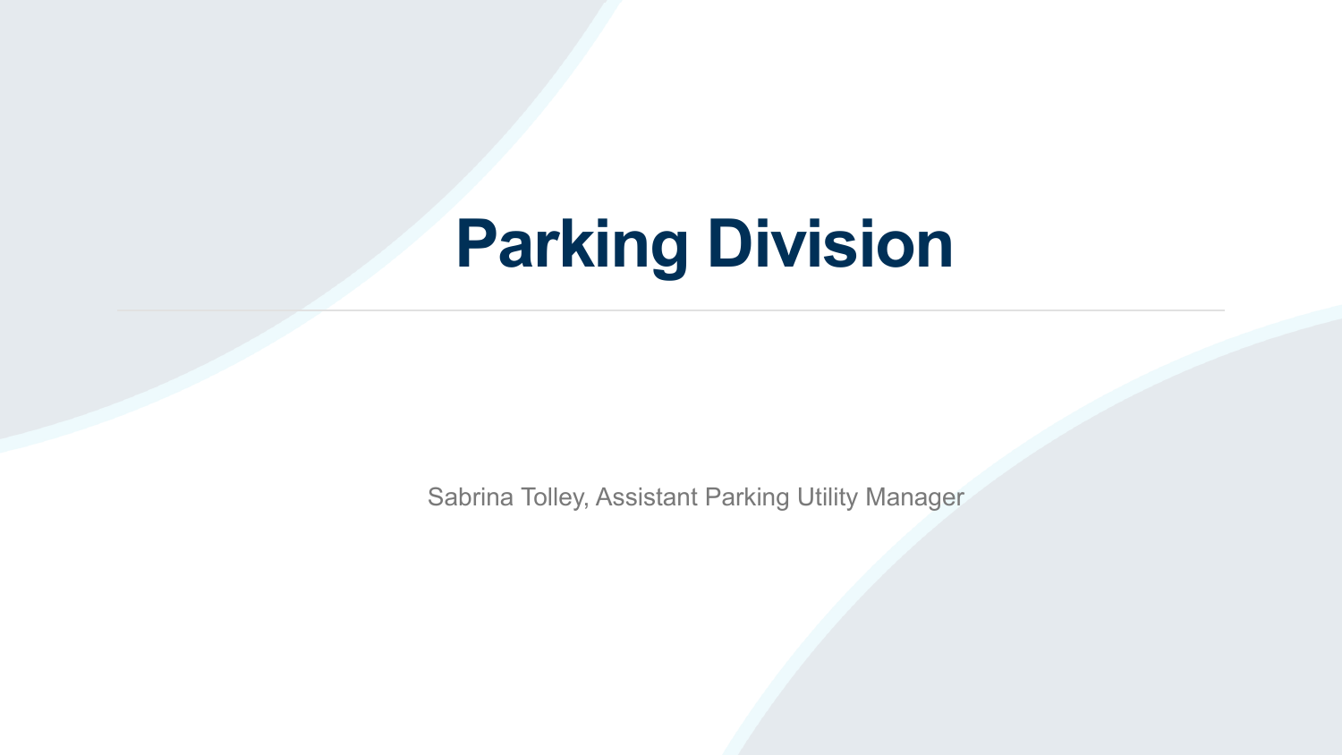# Parking Division

Sabrina Tolley, Assistant Parking Utility Manager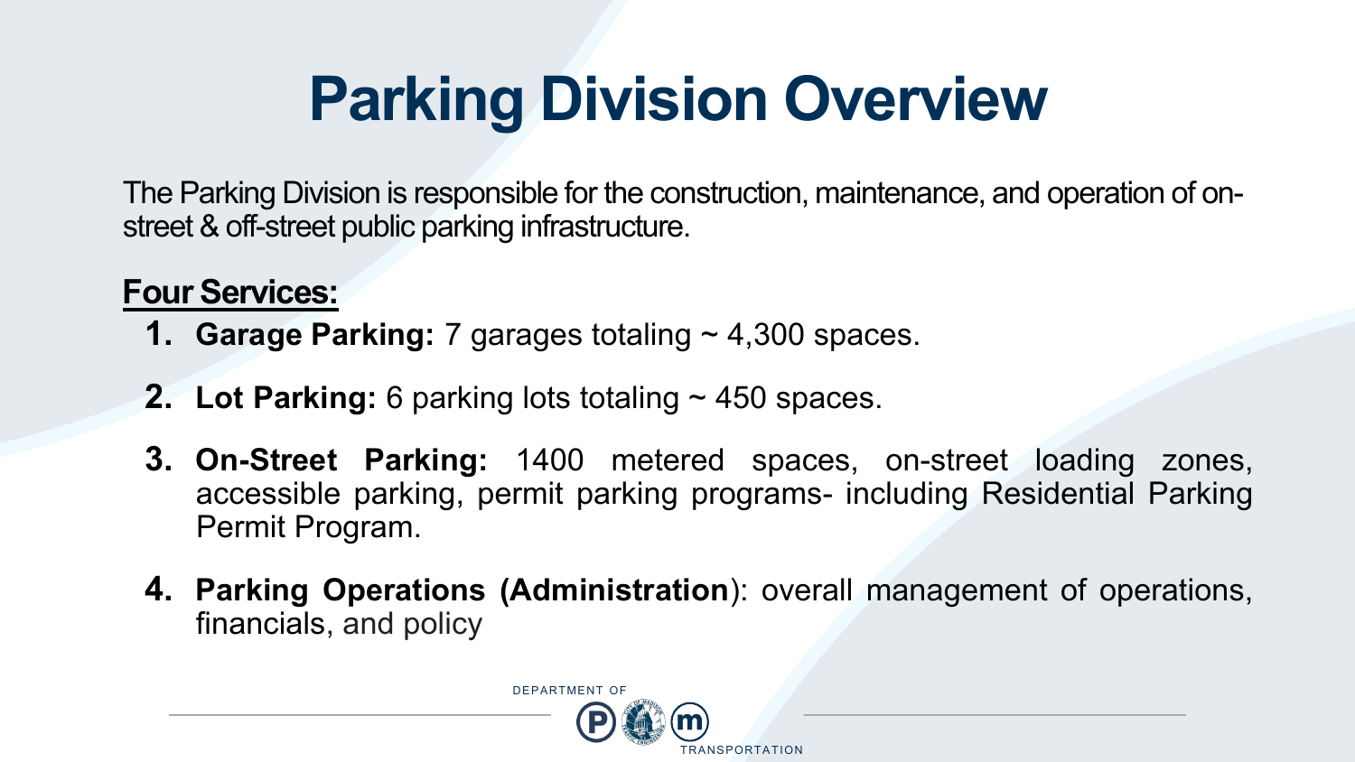# Parking Division Overview

The Parking Division is responsible for the construction, maintenance, and operation of on-street & off-street public parking infrastructure.

**Four Services:**

1. **Garage Parking:** 7 garages totaling ~ 4,300 spaces.
2. **Lot Parking:** 6 parking lots totaling ~ 450 spaces.
3. **On-Street Parking:** 1400 metered spaces, on-street loading zones, accessible parking, permit parking programs- including Residential Parking Permit Program.
4. **Parking Operations (Administration**): overall management of operations, financials, and policy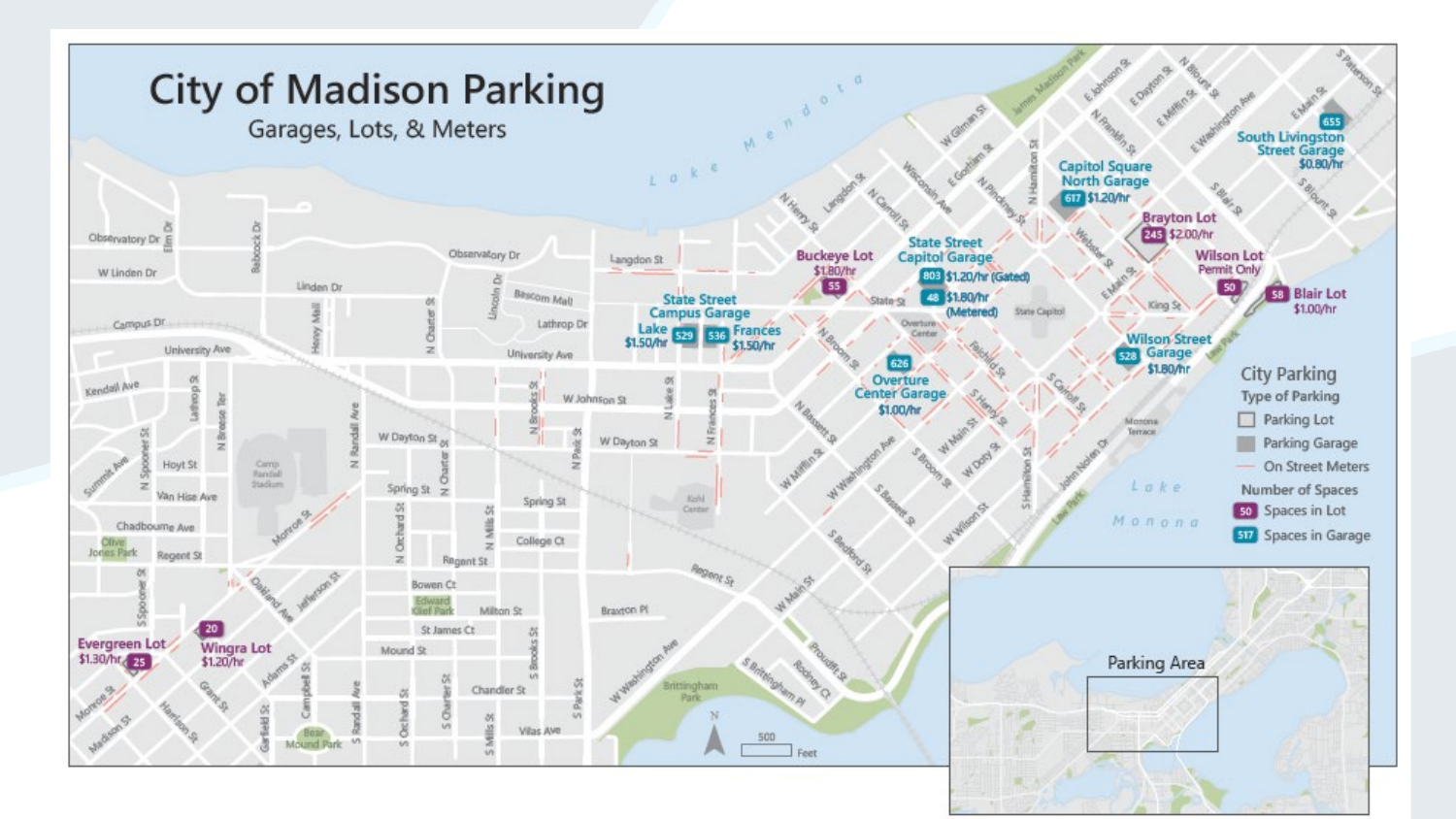# City of Madison Parking

Garages, Lots, & Meters

- **Capitol Square North Garage** — 617 — $1.20/hr
- **South Livingston Street Garage** — 655 — $0.80/hr
- **Brayton Lot** — 245 — $2.00/hr
- **Wilson Lot** — 50 — Permit Only
- **Blair Lot** — 58 — $1.00/hr
- **State Street Capitol Garage** — 803 — $1.20/hr (Gated); 48 — $1.80/hr (Metered)
- **Buckeye Lot** — 55 — $1.80/hr
- **State Street Campus Garage** — Lake: 529 — $1.50/hr; Frances: 536 — $1.50/hr
- **Overture Center Garage** — 626 — $1.00/hr
- **Wilson Street Garage** — 528 — $1.80/hr
- **Evergreen Lot** — 25 — $1.30/hr
- **Wingra Lot** — 20 — $1.20/hr

## City Parking

**Type of Parking**

- Parking Lot
- Parking Garage
- On Street Meters

**Number of Spaces**

- 50 — Spaces in Lot
- 517 — Spaces in Garage

Parking Area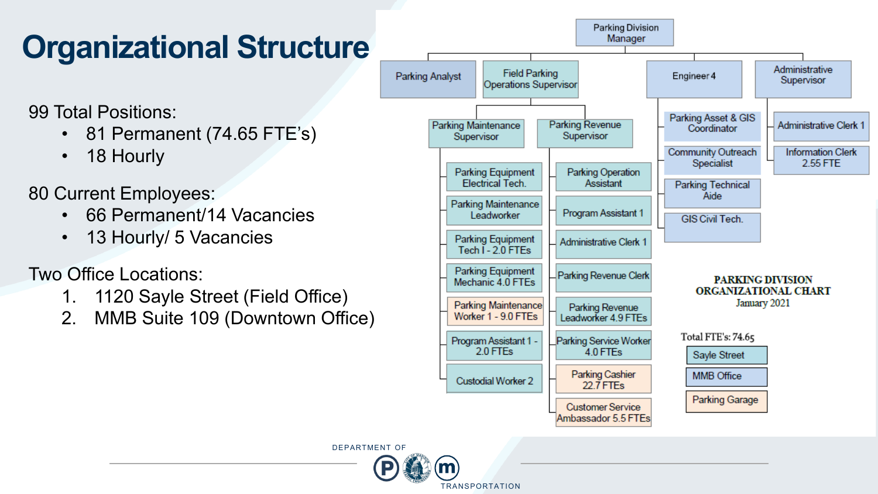# Organizational Structure

99 Total Positions:

- 81 Permanent (74.65 FTE's)
- 18 Hourly

80 Current Employees:

- 66 Permanent/14 Vacancies
- 13 Hourly/ 5 Vacancies

Two Office Locations:

1. 1120 Sayle Street (Field Office)
2. MMB Suite 109 (Downtown Office)

**PARKING DIVISION ORGANIZATIONAL CHART**
January 2021

- Parking Division Manager
  - Parking Analyst
  - Field Parking Operations Supervisor
    - Parking Maintenance Supervisor
      - Parking Equipment Electrical Tech.
      - Parking Maintenance Leadworker
      - Parking Equipment Tech I - 2.0 FTEs
      - Parking Equipment Mechanic 4.0 FTEs
      - Parking Maintenance Worker 1 - 9.0 FTEs
      - Program Assistant 1 - 2.0 FTEs
      - Custodial Worker 2
    - Parking Revenue Supervisor
      - Parking Operation Assistant
      - Program Assistant 1
      - Administrative Clerk 1
      - Parking Revenue Clerk
      - Parking Revenue Leadworker 4.9 FTEs
      - Parking Service Worker 4.0 FTEs
      - Parking Cashier 22.7 FTEs
      - Customer Service Ambassador 5.5 FTEs
  - Engineer 4
    - Parking Asset & GIS Coordinator
    - Community Outreach Specialist
    - Parking Technical Aide
    - GIS Civil Tech.
  - Administrative Supervisor
    - Administrative Clerk 1
    - Information Clerk 2.55 FTE

Total FTE's: 74.65

Legend: Sayle Street; MMB Office; Parking Garage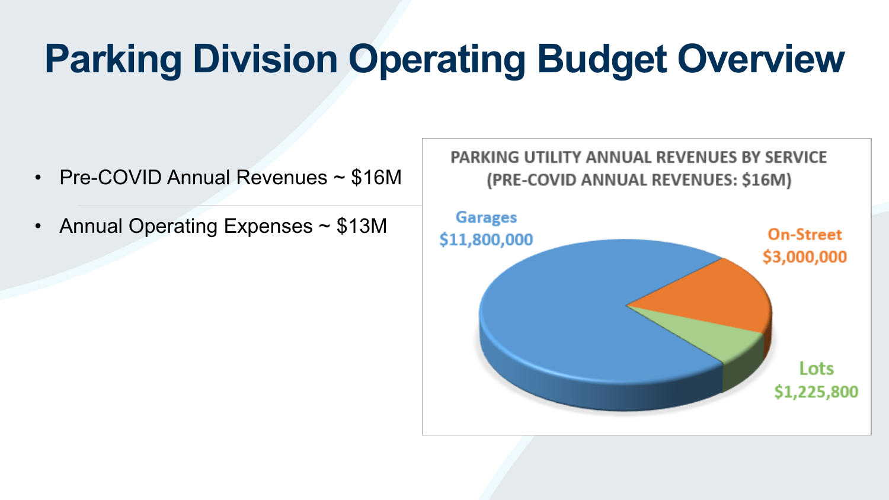# Parking Division Operating Budget Overview

- Pre-COVID Annual Revenues ~ $16M
- Annual Operating Expenses ~ $13M

**PARKING UTILITY ANNUAL REVENUES BY SERVICE (PRE-COVID ANNUAL REVENUES: $16M)**

| Service | Revenue |
| --- | --- |
| Garages | $11,800,000 |
| On-Street | $3,000,000 |
| Lots | $1,225,800 |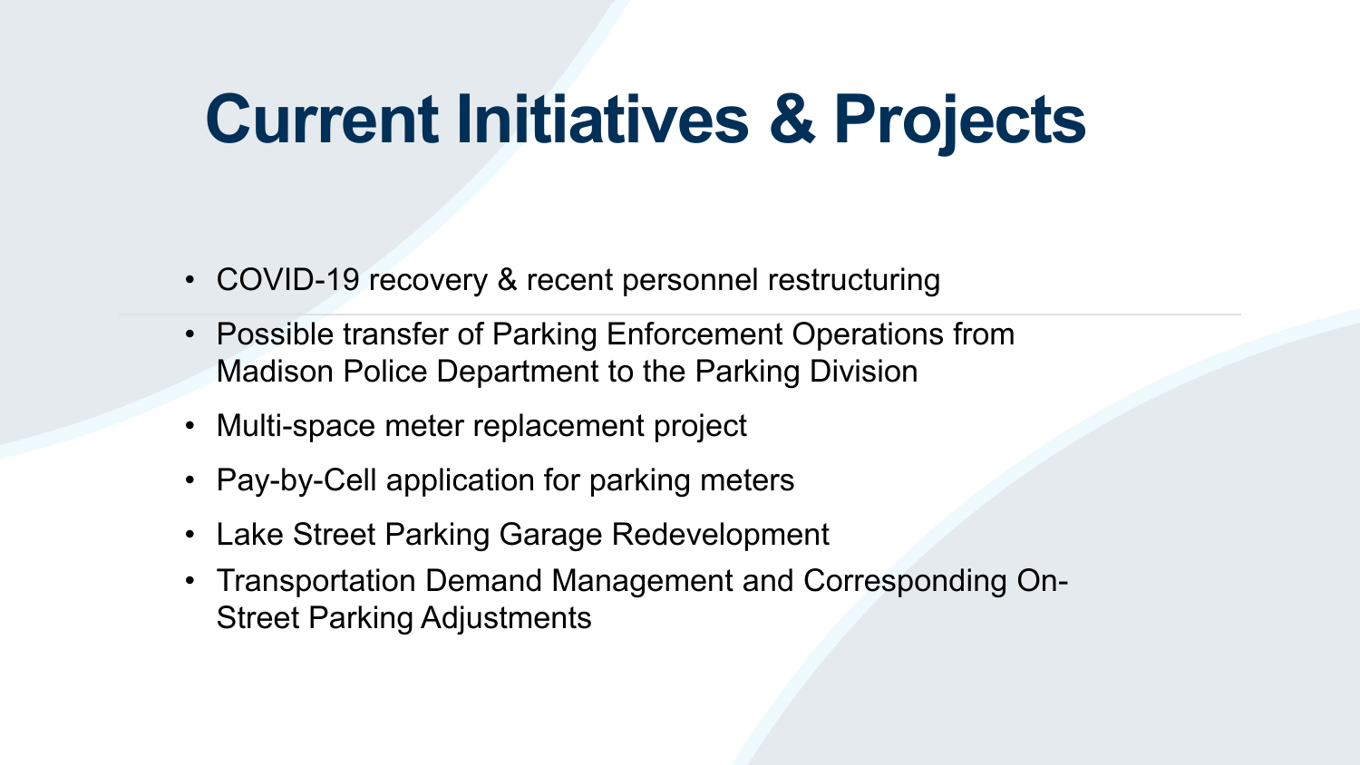# Current Initiatives & Projects

- COVID-19 recovery & recent personnel restructuring
- Possible transfer of Parking Enforcement Operations from Madison Police Department to the Parking Division
- Multi-space meter replacement project
- Pay-by-Cell application for parking meters
- Lake Street Parking Garage Redevelopment
- Transportation Demand Management and Corresponding On-Street Parking Adjustments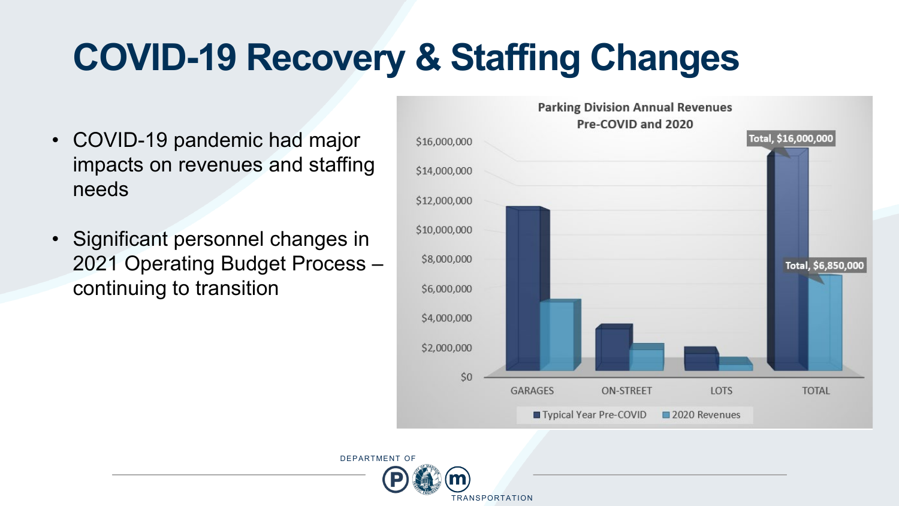# COVID-19 Recovery & Staffing Changes

- COVID-19 pandemic had major impacts on revenues and staffing needs
- Significant personnel changes in 2021 Operating Budget Process – continuing to transition

**Parking Division Annual Revenues Pre-COVID and 2020**

| | Typical Year Pre-COVID | 2020 Revenues |
|---|---|---|
| GARAGES | | |
| ON-STREET | | |
| LOTS | | |
| TOTAL | Total, $16,000,000 | Total, $6,850,000 |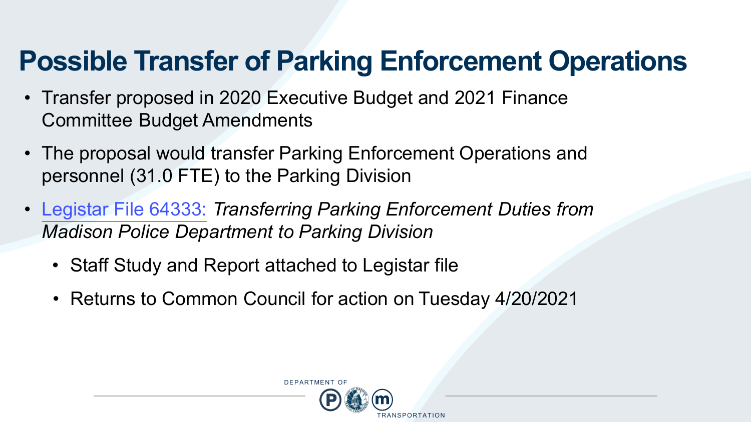# Possible Transfer of Parking Enforcement Operations

- Transfer proposed in 2020 Executive Budget and 2021 Finance Committee Budget Amendments
- The proposal would transfer Parking Enforcement Operations and personnel (31.0 FTE) to the Parking Division
- Legistar File 64333: *Transferring Parking Enforcement Duties from Madison Police Department to Parking Division*
  - Staff Study and Report attached to Legistar file
  - Returns to Common Council for action on Tuesday 4/20/2021

DEPARTMENT OF TRANSPORTATION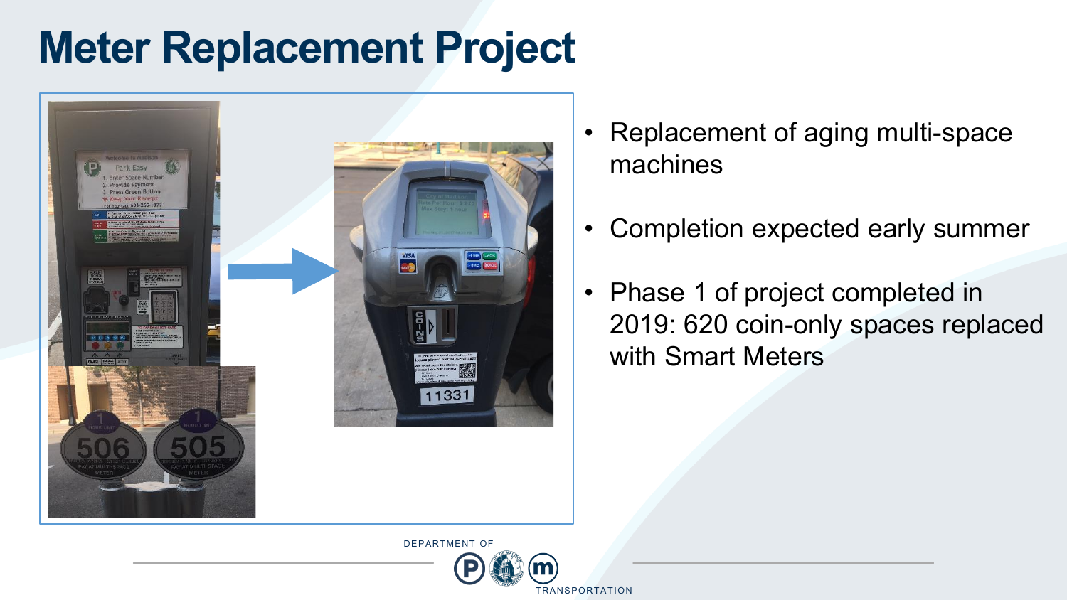# Meter Replacement Project

- Replacement of aging multi-space machines
- Completion expected early summer
- Phase 1 of project completed in 2019: 620 coin-only spaces replaced with Smart Meters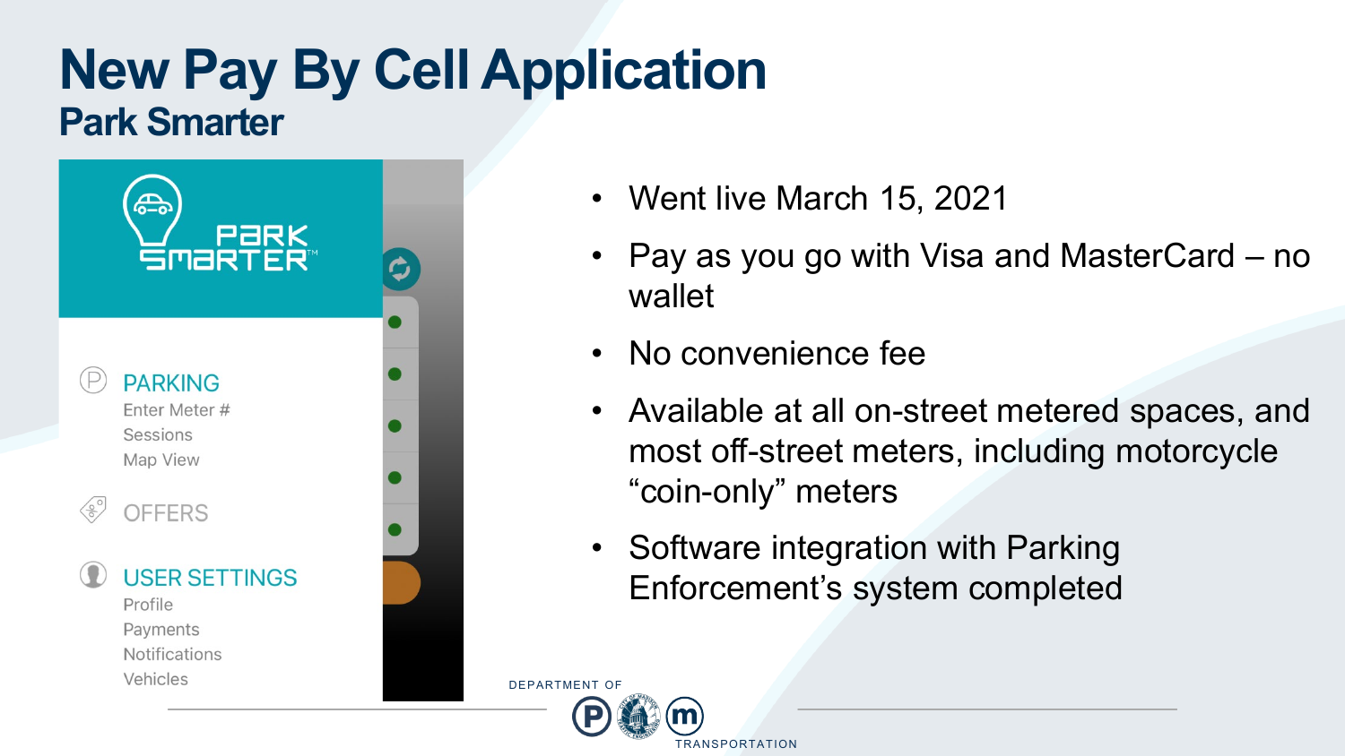# New Pay By Cell Application

## Park Smarter

PARK SMARTER™

PARKING
Enter Meter #
Sessions
Map View

OFFERS

USER SETTINGS
Profile
Payments
Notifications
Vehicles

- Went live March 15, 2021
- Pay as you go with Visa and MasterCard – no wallet
- No convenience fee
- Available at all on-street metered spaces, and most off-street meters, including motorcycle "coin-only" meters
- Software integration with Parking Enforcement's system completed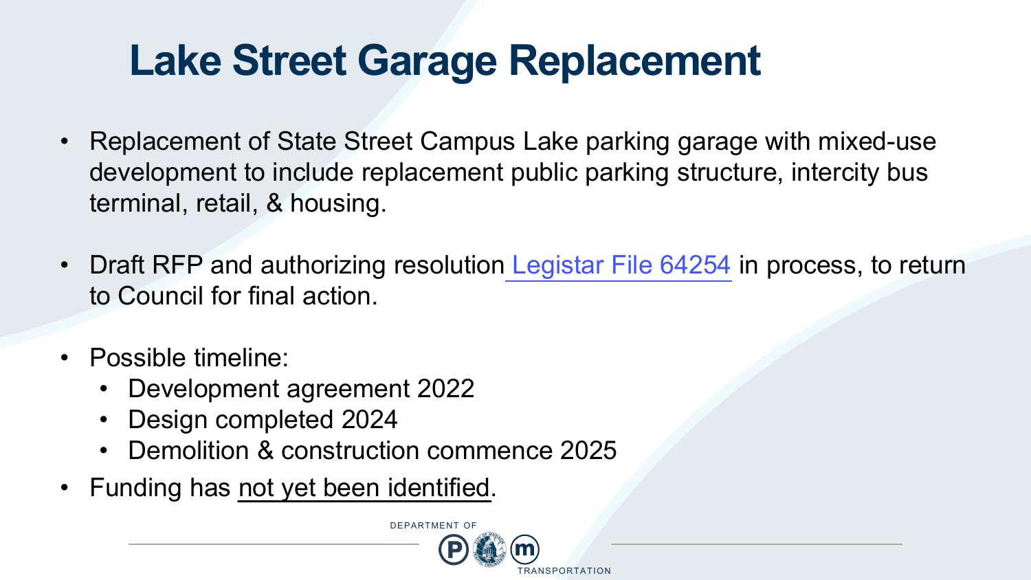# Lake Street Garage Replacement

- Replacement of State Street Campus Lake parking garage with mixed-use development to include replacement public parking structure, intercity bus terminal, retail, & housing.
- Draft RFP and authorizing resolution Legistar File 64254 in process, to return to Council for final action.
- Possible timeline:
  - Development agreement 2022
  - Design completed 2024
  - Demolition & construction commence 2025
- Funding has not yet been identified.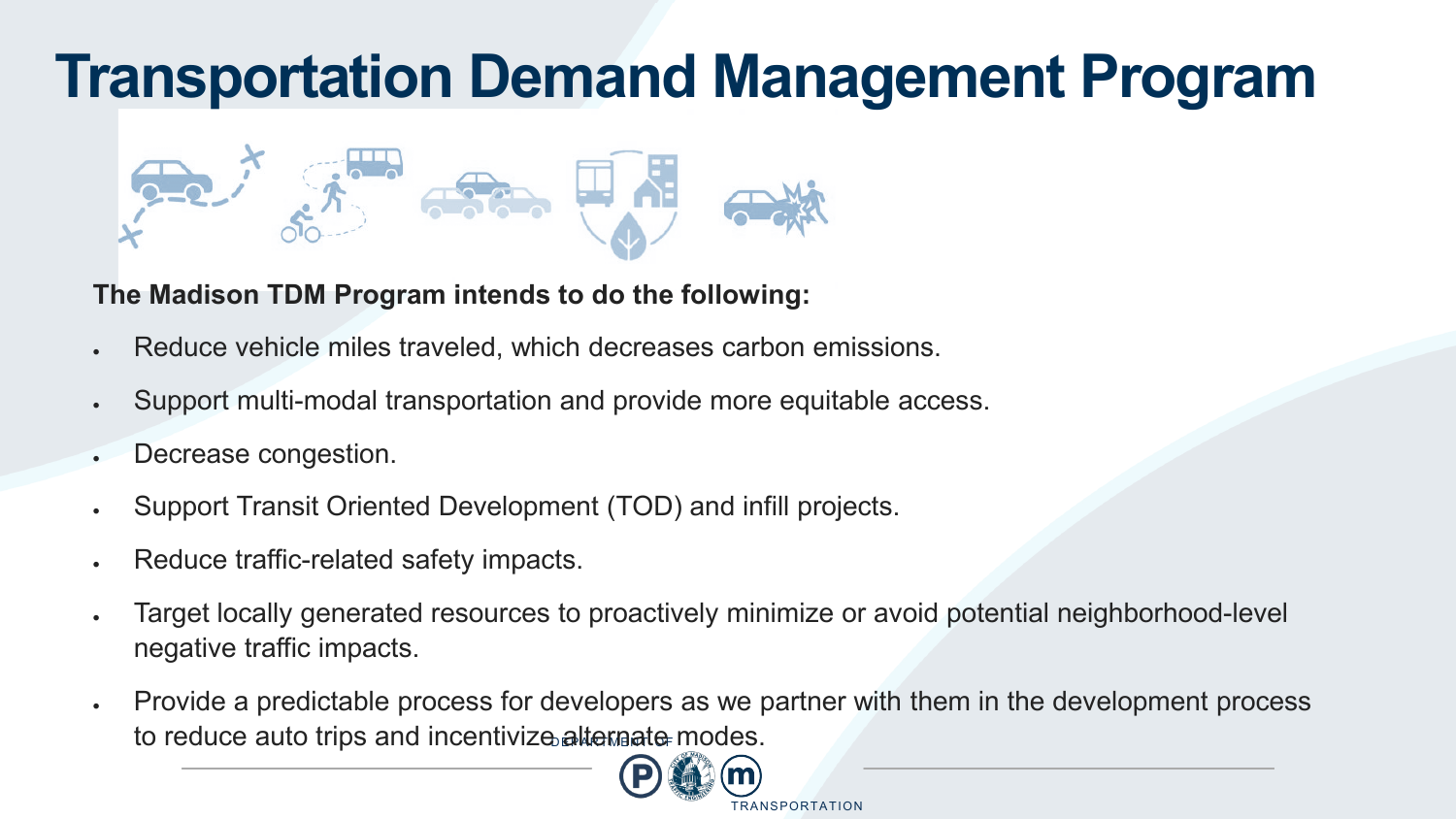# Transportation Demand Management Program

**The Madison TDM Program intends to do the following:**

- Reduce vehicle miles traveled, which decreases carbon emissions.
- Support multi-modal transportation and provide more equitable access.
- Decrease congestion.
- Support Transit Oriented Development (TOD) and infill projects.
- Reduce traffic-related safety impacts.
- Target locally generated resources to proactively minimize or avoid potential neighborhood-level negative traffic impacts.
- Provide a predictable process for developers as we partner with them in the development process to reduce auto trips and incentivize alternate modes.